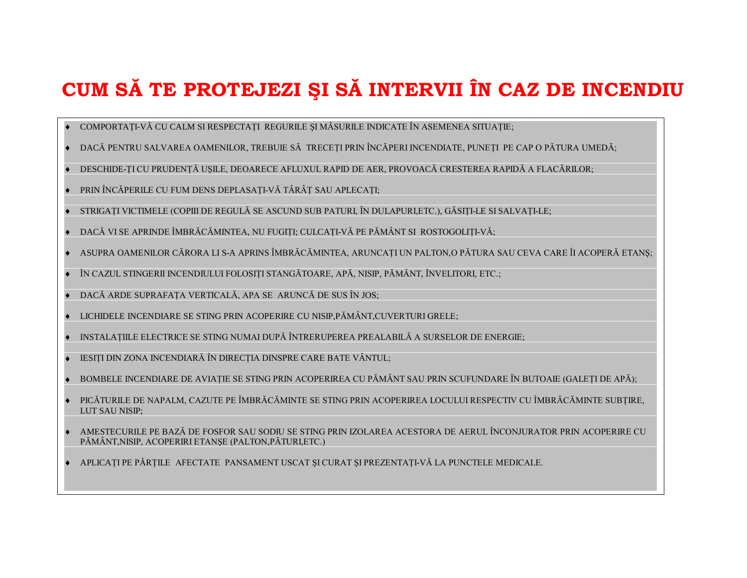# CUM SĂ TE PROTEJEZI ŞI SĂ INTERVII ÎN CAZ DE INCENDIU

- COMPORTAȚI-VĂ CU CALM SI RESPECTAȚI REGURILE ŞI MĂSURILE INDICATE ÎN ASEMENEA SITUAȚIE;
- DACĂ PENTRU SALVAREA OAMENILOR, TREBUIE SĂ TRECEȚI PRIN ÎNCĂPERI INCENDIATE, PUNEȚI PE CAP O PĂTURA UMEDĂ;
- DESCHIDE-ȚI CU PRUDENȚĂ UŞILE, DEOARECE AFLUXUL RAPID DE AER, PROVOACĂ CRESTEREA RAPIDĂ A FLACĂRILOR;
- PRIN ÎNCĂPERILE CU FUM DENS DEPLASAȚI-VĂ TÂRÂȚ SAU APLECAȚI;
- STRIGAȚI VICTIMELE (COPIII DE REGULĂ SE ASCUND SUB PATURI, ÎN DULAPURI,ETC.), GĂSIȚI-LE SI SALVAȚI-LE;
- DACĂ VI SE APRINDE ÎMBRĂCĂMINTEA, NU FUGIȚI; CULCAȚI-VĂ PE PĂMÂNT SI ROSTOGOLIȚI-VĂ;
- ASUPRA OAMENILOR CĂRORA LI S-A APRINS ÎMBRĂCĂMINTEA, ARUNCAȚI UN PALTON,O PĂTURA SAU CEVA CARE ÎI ACOPERĂ ETANŞ;
- ÎN CAZUL STINGERII INCENDIULUI FOLOSIȚI STANGĂTOARE, APĂ, NISIP, PĂMÂNT, ÎNVELITORI, ETC.;
- DACĂ ARDE SUPRAFAȚA VERTICALĂ, APA SE ARUNCĂ DE SUS ÎN JOS;
- LICHIDELE INCENDIARE SE STING PRIN ACOPERIRE CU NISIP,PĂMÂNT,CUVERTURI GRELE;
- INSTALAȚIILE ELECTRICE SE STING NUMAI DUPĂ ÎNTRERUPEREA PREALABILĂ A SURSELOR DE ENERGIE;
- IESIȚI DIN ZONA INCENDIARĂ ÎN DIRECȚIA DINSPRE CARE BATE VÂNTUL;
- BOMBELE INCENDIARE DE AVIAȚIE SE STING PRIN ACOPERIREA CU PĂMÂNT SAU PRIN SCUFUNDARE ÎN BUTOAIE (GALEȚI DE APĂ);
- PICĂTURILE DE NAPALM, CAZUTE PE ÎMBRĂCĂMINTE SE STING PRIN ACOPERIREA LOCULUI RESPECTIV CU ÎMBRĂCĂMINTE SUBȚIRE, LUT SAU NISIP;
- AMESTECURILE PE BAZĂ DE FOSFOR SAU SODIU SE STING PRIN IZOLAREA ACESTORA DE AERUL ÎNCONJURATOR PRIN ACOPERIRE CU PĂMÂNT,NISIP, ACOPERIRI ETANŞE (PALTON,PĂTURI,ETC.)
- APLICAȚI PE PĂRȚILE AFECTATE PANSAMENT USCAT ŞI CURAT ŞI PREZENTAȚI-VĂ LA PUNCTELE MEDICALE.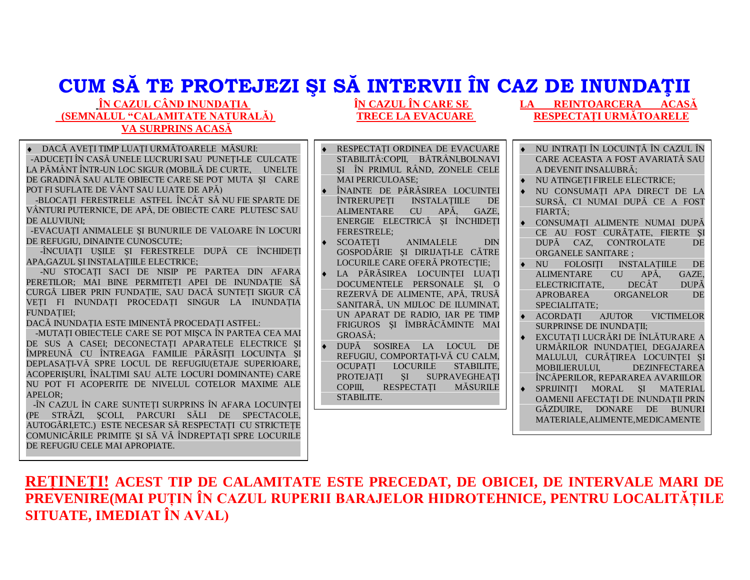# CUM SĂ TE PROTEJEZI ŞI SĂ INTERVII ÎN CAZ DE INUNDAŢII

## ÎN CAZUL CÂND INUNDAŢIA (SEMNALUL "CALAMITATE NATURALĂ) VA SURPRINS ACASĂ

- DACĂ AVEŢI TIMP LUAŢI URMĂTOARELE MĂSURI:

-ADUCEŢI ÎN CASĂ UNELE LUCRURI SAU PUNEŢI-LE CULCATE LA PĂMÂNT ÎNTR-UN LOC SIGUR (MOBILĂ DE CURTE, UNELTE DE GRADINĂ SAU ALTE OBIECTE CARE SE POT MUTA ŞI CARE POT FI SUFLATE DE VÂNT SAU LUATE DE APĂ)

-BLOCAŢI FERESTRELE ASTFEL ÎNCÂT SĂ NU FIE SPARTE DE VÂNTURI PUTERNICE, DE APĂ, DE OBIECTE CARE PLUTESC SAU DE ALUVIUNI;

-EVACUAŢI ANIMALELE ŞI BUNURILE DE VALOARE ÎN LOCURI DE REFUGIU, DINAINTE CUNOSCUTE;

-ÎNCUIAŢI UŞILE ŞI FERESTRELE DUPĂ CE ÎNCHIDEŢI APA,GAZUL ŞI INSTALAŢIILE ELECTRICE;

-NU STOCAŢI SACI DE NISIP PE PARTEA DIN AFARA PERETILOR; MAI BINE PERMITEŢI APEI DE INUNDAŢIE SĂ CURGĂ LIBER PRIN FUNDAŢIE, SAU DACĂ SUNTEŢI SIGUR CĂ VEŢI FI INUNDAŢI PROCEDAŢI SINGUR LA INUNDAŢIA FUNDAŢIEI;

DACĂ INUNDAŢIA ESTE IMINENTĂ PROCEDAŢI ASTFEL:

-MUTAŢI OBIECTELE CARE SE POT MIŞCA ÎN PARTEA CEA MAI DE SUS A CASEI; DECONECTAŢI APARATELE ELECTRICE ŞI ÎMPREUNĂ CU ÎNTREAGA FAMILIE PĂRĂSIŢI LOCUINŢA ŞI DEPLASAŢI-VĂ SPRE LOCUL DE REFUGIU(ETAJE SUPERIOARE, ACOPERIŞURI, ÎNALŢIMI SAU ALTE LOCURI DOMINANTE) CARE NU POT FI ACOPERITE DE NIVELUL COTELOR MAXIME ALE APELOR;

-ÎN CAZUL ÎN CARE SUNTEŢI SURPRINS ÎN AFARA LOCUINŢEI (PE STRĂZI, ŞCOLI, PARCURI SĂLI DE SPECTACOLE, AUTOGĂRI,ETC.) ESTE NECESAR SĂ RESPECTAŢI CU STRICTEŢE COMUNICĂRILE PRIMITE ŞI SĂ VĂ ÎNDREPTAŢI SPRE LOCURILE DE REFUGIU CELE MAI APROPIATE.

## ÎN CAZUL ÎN CARE SE TRECE LA EVACUARE

- RESPECTAŢI ORDINEA DE EVACUARE STABILITĂ:COPII, BĂTRÂNI,BOLNAVI ŞI ÎN PRIMUL RÂND, ZONELE CELE MAI PERICULOASE;
- ÎNAINTE DE PĂRĂSIREA LOCUINTEI ÎNTRERUPEŢI INSTALAŢIILE DE ALIMENTARE CU APĂ, GAZE, ENERGIE ELECTRICĂ ŞI ÎNCHIDEŢI FERESTRELE;
- SCOATEŢI ANIMALELE DIN GOSPODĂRIE ŞI DIRIJAŢI-LE CĂTRE LOCURILE CARE OFERĂ PROTECŢIE;
- LA PĂRĂSIREA LOCUINŢEI LUAŢI DOCUMENTELE PERSONALE ŞI, O REZERVĂ DE ALIMENTE, APĂ, TRUSĂ SANITARĂ, UN MIJLOC DE ILUMINAT, UN APARAT DE RADIO, IAR PE TIMP FRIGUROS ŞI ÎMBRĂCĂMINTE MAI GROASĂ;
- DUPĂ SOSIREA LA LOCUL DE REFUGIU, COMPORTAŢI-VĂ CU CALM, OCUPAŢI LOCURILE STABILITE, PROTEJAŢI ŞI SUPRAVEGHEAŢI COPIII, RESPECTAŢI MĂSURILE STABILITE.

## LA REINTOARCERA ACASĂ RESPECTAŢI URMĂTOARELE

- NU INTRAŢI ÎN LOCUINŢĂ ÎN CAZUL ÎN CARE ACEASTA A FOST AVARIATĂ SAU A DEVENIT INSALUBRĂ;
- NU ATINGEŢI FIRELE ELECTRICE;
- NU CONSUMAŢI APA DIRECT DE LA SURSĂ, CI NUMAI DUPĂ CE A FOST FIARTĂ;
- CONSUMAŢI ALIMENTE NUMAI DUPĂ CE AU FOST CURĂŢATE, FIERTE ŞI DUPĂ CAZ, CONTROLATE DE ORGANELE SANITARE ;
- NU FOLOSIŢI INSTALAŢIILE DE ALIMENTARE CU APĂ, GAZE, ELECTRICITATE, DECÂT DUPĂ APROBAREA ORGANELOR DE SPECIALITATE;
- ACORDAŢI AJUTOR VICTIMELOR SURPRINSE DE INUNDAŢII;
- EXCUTAŢI LUCRĂRI DE ÎNLĂTURARE A URMĂRILOR INUNDAŢIEI, DEGAJAREA MALULUI, CURĂŢIREA LOCUINŢEI ŞI MOBILIERULUI, DEZINFECTAREA ÎNCĂPERILOR, REPARAREA AVARIILOR
- SPRIJINIŢI MORAL ŞI MATERIAL OAMENII AFECTAŢI DE INUNDAŢII PRIN GĂZDUIRE, DONARE DE BUNURI MATERIALE,ALIMENTE,MEDICAMENTE

**REŢINEŢI! ACEST TIP DE CALAMITATE ESTE PRECEDAT, DE OBICEI, DE INTERVALE MARI DE PREVENIRE(MAI PUŢIN ÎN CAZUL RUPERII BARAJELOR HIDROTEHNICE, PENTRU LOCALITĂŢILE SITUATE, IMEDIAT ÎN AVAL)**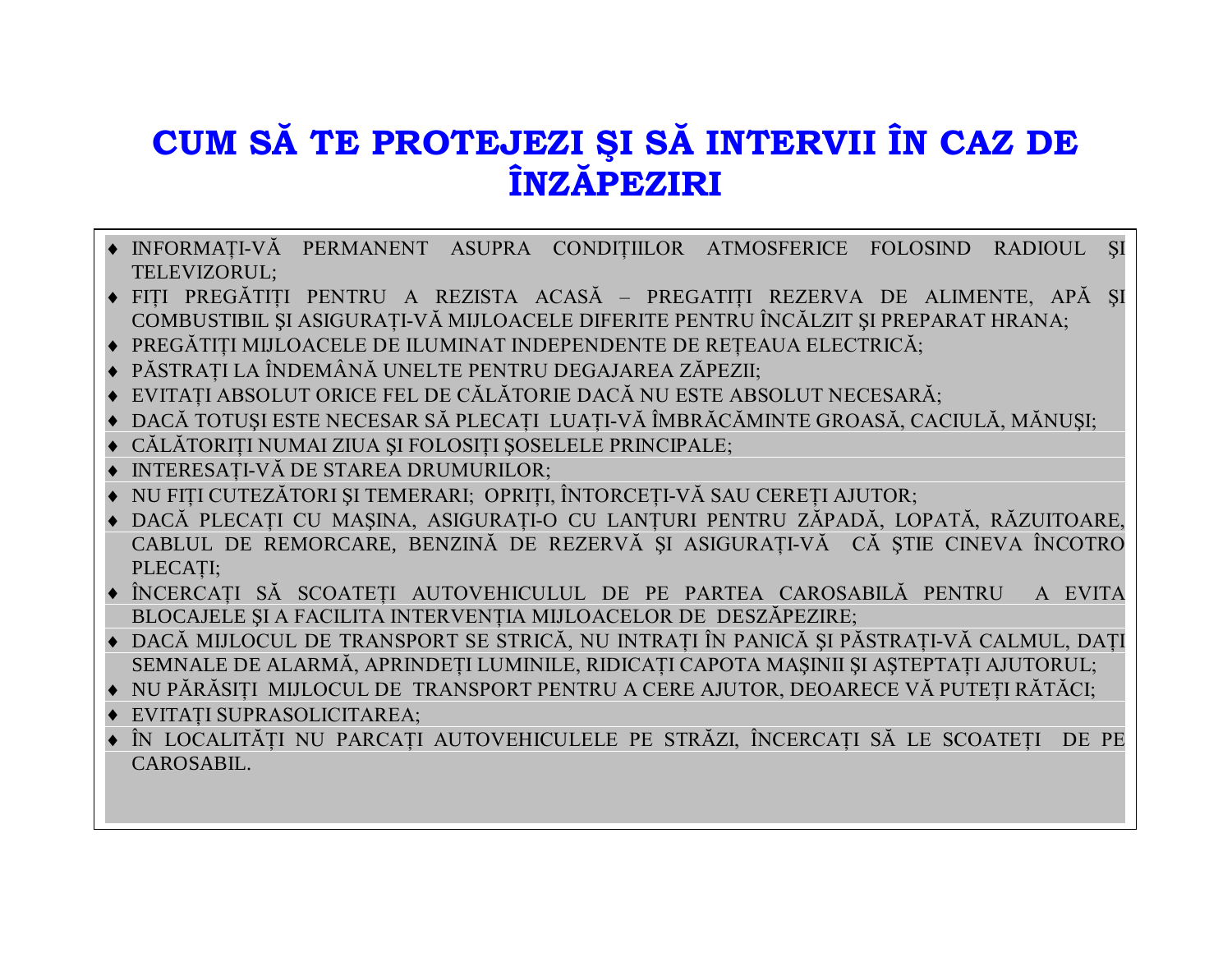# CUM SĂ TE PROTEJEZI ŞI SĂ INTERVII ÎN CAZ DE ÎNZĂPEZIRI

- INFORMAȚI-VĂ PERMANENT ASUPRA CONDIȚIILOR ATMOSFERICE FOLOSIND RADIOUL ŞI TELEVIZORUL;
- FIȚI PREGĂTIȚI PENTRU A REZISTA ACASĂ – PREGATIȚI REZERVA DE ALIMENTE, APĂ ŞI COMBUSTIBIL ŞI ASIGURAȚI-VĂ MIJLOACELE DIFERITE PENTRU ÎNCĂLZIT ŞI PREPARAT HRANA;
- PREGĂTIȚI MIJLOACELE DE ILUMINAT INDEPENDENTE DE REȚEAUA ELECTRICĂ;
- PĂSTRAȚI LA ÎNDEMÂNĂ UNELTE PENTRU DEGAJAREA ZĂPEZII;
- EVITAȚI ABSOLUT ORICE FEL DE CĂLĂTORIE DACĂ NU ESTE ABSOLUT NECESARĂ;
- DACĂ TOTUŞI ESTE NECESAR SĂ PLECAȚI LUAȚI-VĂ ÎMBRĂCĂMINTE GROASĂ, CACIULĂ, MĂNUŞI;
- CĂLĂTORIȚI NUMAI ZIUA ŞI FOLOSIȚI ŞOSELELE PRINCIPALE;
- INTERESAȚI-VĂ DE STAREA DRUMURILOR;
- NU FIȚI CUTEZĂTORI ŞI TEMERARI; OPRIȚI, ÎNTORCEȚI-VĂ SAU CEREȚI AJUTOR;
- DACĂ PLECAȚI CU MAŞINA, ASIGURAȚI-O CU LANȚURI PENTRU ZĂPADĂ, LOPATĂ, RĂZUITOARE, CABLUL DE REMORCARE, BENZINĂ DE REZERVĂ ŞI ASIGURAȚI-VĂ CĂ ŞTIE CINEVA ÎNCOTRO PLECAȚI;
- ÎNCERCAȚI SĂ SCOATEȚI AUTOVEHICULUL DE PE PARTEA CAROSABILĂ PENTRU A EVITA BLOCAJELE ŞI A FACILITA INTERVENȚIA MIJLOACELOR DE DESZĂPEZIRE;
- DACĂ MIJLOCUL DE TRANSPORT SE STRICĂ, NU INTRAȚI ÎN PANICĂ ŞI PĂSTRAȚI-VĂ CALMUL, DAȚI SEMNALE DE ALARMĂ, APRINDEȚI LUMINILE, RIDICAȚI CAPOTA MAŞINII ŞI AŞTEPTAȚI AJUTORUL;
- NU PĂRĂSIȚI MIJLOCUL DE TRANSPORT PENTRU A CERE AJUTOR, DEOARECE VĂ PUTEȚI RĂTĂCI;
- EVITAȚI SUPRASOLICITAREA;
- ÎN LOCALITĂȚI NU PARCAȚI AUTOVEHICULELE PE STRĂZI, ÎNCERCAȚI SĂ LE SCOATEȚI DE PE CAROSABIL.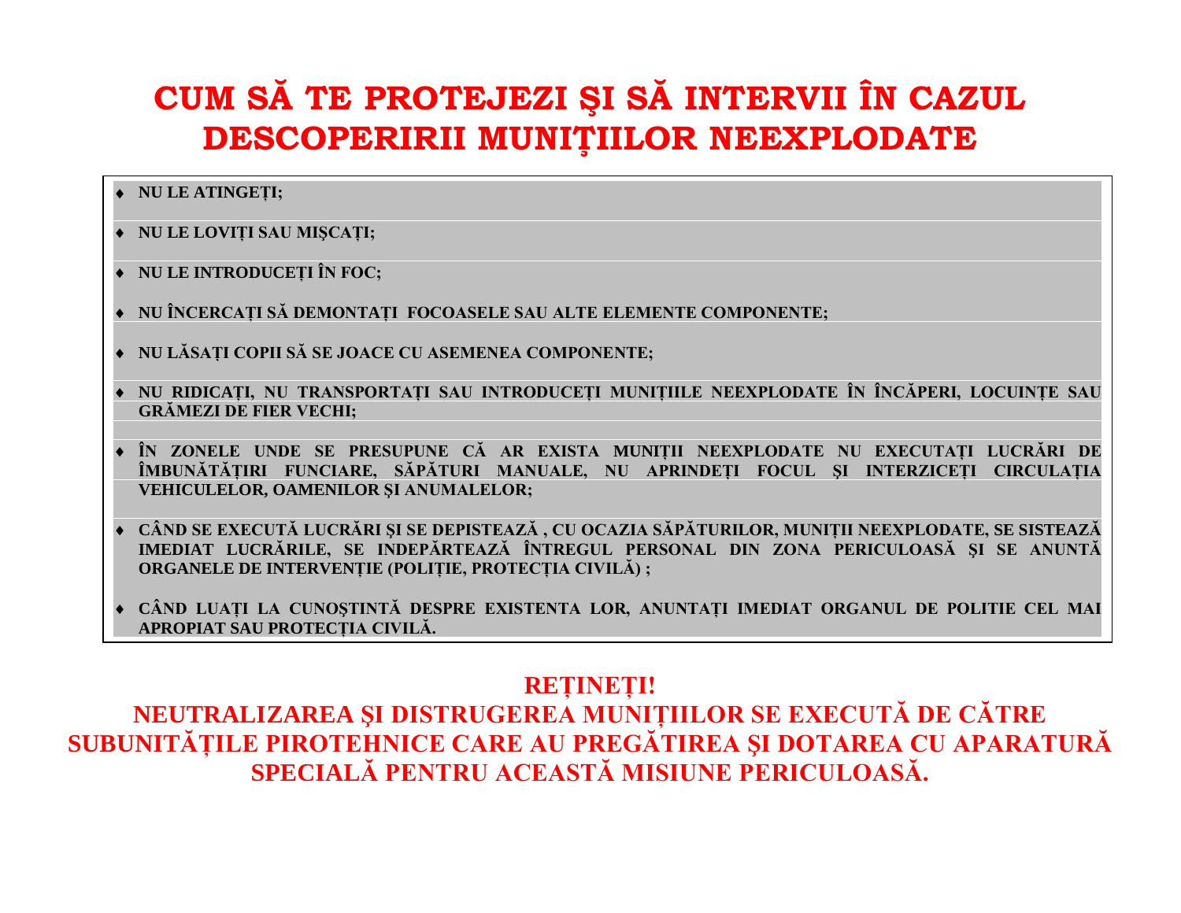# CUM SĂ TE PROTEJEZI ŞI SĂ INTERVII ÎN CAZUL DESCOPERIRII MUNIŢIILOR NEEXPLODATE

- **NU LE ATINGEȚI;**
- **NU LE LOVIȚI SAU MIŞCAȚI;**
- **NU LE INTRODUCEȚI ÎN FOC;**
- **NU ÎNCERCAȚI SĂ DEMONTAȚI FOCOASELE SAU ALTE ELEMENTE COMPONENTE;**
- **NU LĂSAȚI COPII SĂ SE JOACE CU ASEMENEA COMPONENTE;**
- **NU RIDICAȚI, NU TRANSPORTAȚI SAU INTRODUCEȚI MUNIȚIILE NEEXPLODATE ÎN ÎNCĂPERI, LOCUINȚE SAU GRĂMEZI DE FIER VECHI;**
- **ÎN ZONELE UNDE SE PRESUPUNE CĂ AR EXISTA MUNIȚII NEEXPLODATE NU EXECUTAȚI LUCRĂRI DE ÎMBUNĂTĂȚIRI FUNCIARE, SĂPĂTURI MANUALE, NU APRINDEȚI FOCUL ŞI INTERZICEȚI CIRCULAȚIA VEHICULELOR, OAMENILOR ŞI ANUMALELOR;**
- **CÂND SE EXECUTĂ LUCRĂRI ŞI SE DEPISTEAZĂ , CU OCAZIA SĂPĂTURILOR, MUNIȚII NEEXPLODATE, SE SISTEAZĂ IMEDIAT LUCRĂRILE, SE INDEPĂRTEAZĂ ÎNTREGUL PERSONAL DIN ZONA PERICULOASĂ ŞI SE ANUNTĂ ORGANELE DE INTERVENȚIE (POLIȚIE, PROTECȚIA CIVILĂ) ;**
- **CÂND LUAȚI LA CUNOŞTINTĂ DESPRE EXISTENTA LOR, ANUNTAȚI IMEDIAT ORGANUL DE POLITIE CEL MAI APROPIAT SAU PROTECȚIA CIVILĂ.**

**REȚINEȚI!**
**NEUTRALIZAREA ŞI DISTRUGEREA MUNIȚIILOR SE EXECUTĂ DE CĂTRE SUBUNITĂȚILE PIROTEHNICE CARE AU PREGĂTIREA ŞI DOTAREA CU APARATURĂ SPECIALĂ PENTRU ACEASTĂ MISIUNE PERICULOASĂ.**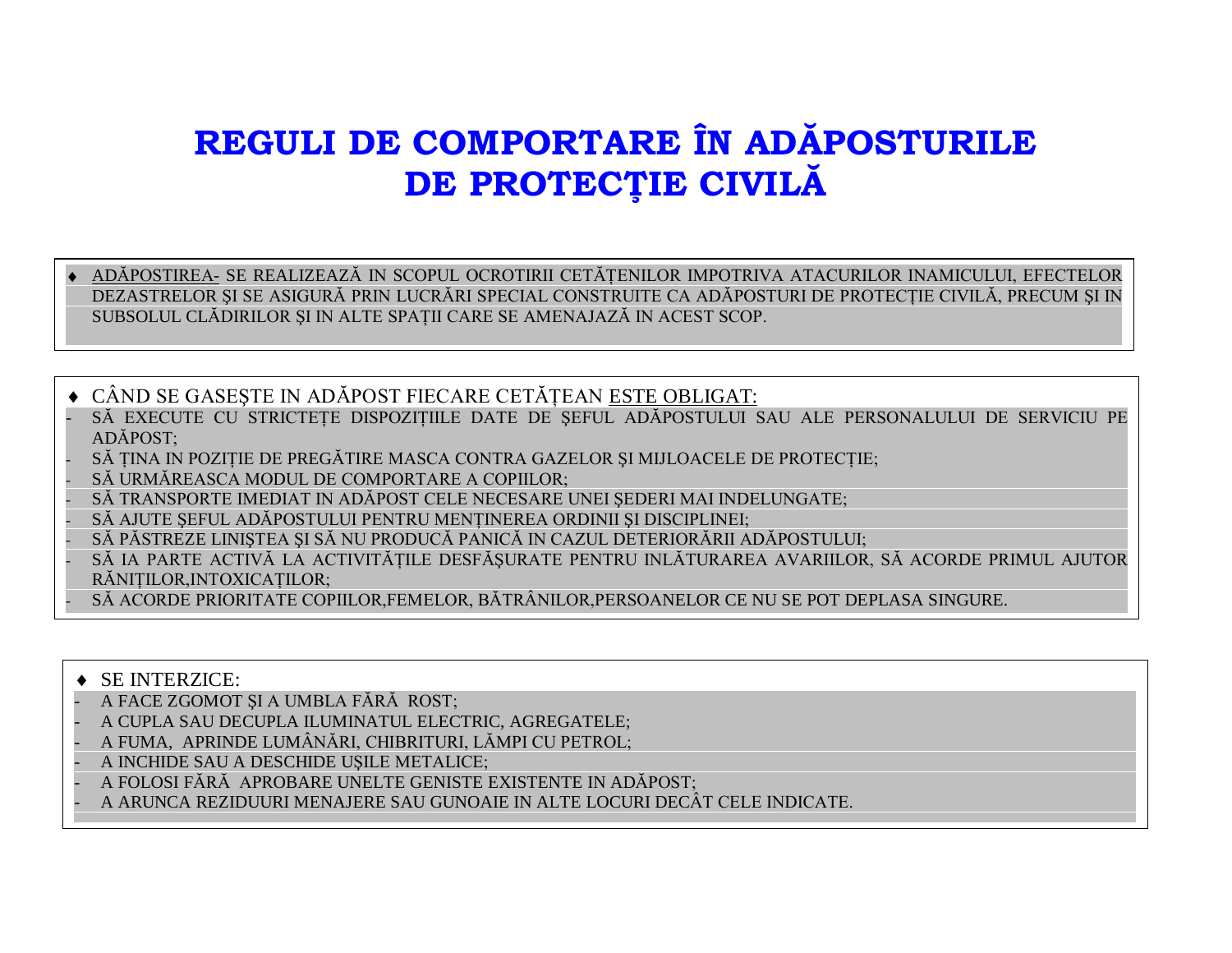# REGULI DE COMPORTARE ÎN ADĂPOSTURILE DE PROTECȚIE CIVILĂ

- ADĂPOSTIREA- SE REALIZEAZĂ IN SCOPUL OCROTIRII CETĂȚENILOR IMPOTRIVA ATACURILOR INAMICULUI, EFECTELOR DEZASTRELOR ŞI SE ASIGURĂ PRIN LUCRĂRI SPECIAL CONSTRUITE CA ADĂPOSTURI DE PROTECȚIE CIVILĂ, PRECUM ŞI IN SUBSOLUL CLĂDIRILOR ŞI IN ALTE SPAȚII CARE SE AMENAJAZĂ IN ACEST SCOP.

- CÂND SE GASEŞTE IN ADĂPOST FIECARE CETĂȚEAN ESTE OBLIGAT:
  - SĂ EXECUTE CU STRICTEȚE DISPOZIȚIILE DATE DE ŞEFUL ADĂPOSTULUI SAU ALE PERSONALULUI DE SERVICIU PE ADĂPOST;
  - SĂ ȚINA IN POZIȚIE DE PREGĂTIRE MASCA CONTRA GAZELOR ŞI MIJLOACELE DE PROTECȚIE;
  - SĂ URMĂREASCA MODUL DE COMPORTARE A COPIILOR;
  - SĂ TRANSPORTE IMEDIAT IN ADĂPOST CELE NECESARE UNEI ŞEDERI MAI INDELUNGATE;
  - SĂ AJUTE ŞEFUL ADĂPOSTULUI PENTRU MENȚINEREA ORDINII ŞI DISCIPLINEI;
  - SĂ PĂSTREZE LINIŞTEA ŞI SĂ NU PRODUCĂ PANICĂ IN CAZUL DETERIORĂRII ADĂPOSTULUI;
  - SĂ IA PARTE ACTIVĂ LA ACTIVITĂȚILE DESFĂŞURATE PENTRU INLĂTURAREA AVARIILOR, SĂ ACORDE PRIMUL AJUTOR RĂNIȚILOR,INTOXICAȚILOR;
  - SĂ ACORDE PRIORITATE COPIILOR,FEMELOR, BĂTRÂNILOR,PERSOANELOR CE NU SE POT DEPLASA SINGURE.

- SE INTERZICE:
  - A FACE ZGOMOT ŞI A UMBLA FĂRĂ ROST;
  - A CUPLA SAU DECUPLA ILUMINATUL ELECTRIC, AGREGATELE;
  - A FUMA, APRINDE LUMÂNĂRI, CHIBRITURI, LĂMPI CU PETROL;
  - A INCHIDE SAU A DESCHIDE UŞILE METALICE;
  - A FOLOSI FĂRĂ APROBARE UNELTE GENISTE EXISTENTE IN ADĂPOST;
  - A ARUNCA REZIDUURI MENAJERE SAU GUNOAIE IN ALTE LOCURI DECÂT CELE INDICATE.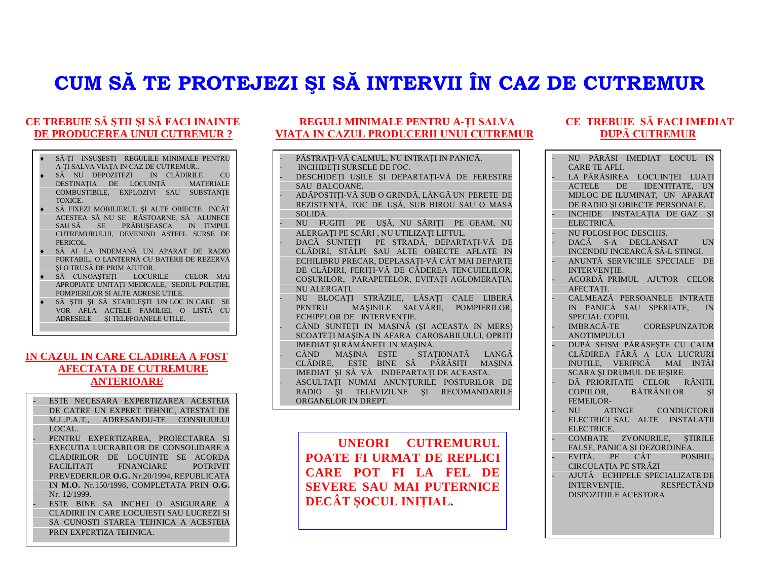# CUM SĂ TE PROTEJEZI ŞI SĂ INTERVII ÎN CAZ DE CUTREMUR

## CE TREBUIE SĂ ŞTII ŞI SĂ FACI INAINTE DE PRODUCEREA UNUI CUTREMUR ?

- SĂ-ŢI INSUŞESTI REGULILE MINIMALE PENTRU A-ŢI SALVA VIAŢA IN CAZ DE CUTREMUR..
- SĂ NU DEPOZITEZI IN CLĂDIRILE CU DESTINAŢIA DE LOCUINŢĂ MATERIALE COMBUSTIBILE, EXPLOZIVI SAU SUBSTANŢE TOXICE.
- SĂ FIXEZI MOBILIERUL ŞI ALTE OBIECTE INCÂT ACESTEA SĂ NU SE RĂSTOARNE, SĂ ALUNECE SAU SĂ SE PRĂBUŞEASCA IN TIMPUL CUTREMURULUI, DEVENIND ASTFEL SURSE DE PERICOL.
- SĂ AI LA INDEMANĂ UN APARAT DE RADIO PORTABIL, O LANTERNĂ CU BATERII DE REZERVĂ ŞI O TRUSĂ DE PRIM AJUTOR.
- SĂ CUNOAŞTEŢI LOCURILE CELOR MAI APROPIATE UNITAŢI MEDICALE, SEDIUL POLIŢIEI, POMPIERILOR SI ALTE ADRESE UTILE.
- SĂ ŞTII ŞI SĂ STABILEŞTI UN LOC IN CARE SE VOR AFLA ACTELE FAMILIEI, O LISTĂ CU ADRESELE ŞI TELEFOANELE UTILE.

## IN CAZUL IN CARE CLADIREA A FOST AFECTATA DE CUTREMURE ANTERIOARE

- ESTE NECESARA EXPERTIZAREA ACESTEIA DE CATRE UN EXPERT TEHNIC, ATESTAT DE M.L.P.A.T., ADRESANDU-TE CONSILIULUI LOCAL.
- PENTRU EXPERTIZAREA, PROIECTAREA SI EXECUTIA LUCRARILOR DE CONSOLIDARE A CLADIRILOR DE LOCUINTE SE ACORDA FACILITATI FINANCIARE POTRIVIT PREVEDERILOR **O.G.** Nr.20/1994, REPUBLICATA IN **M.O.** Nr.150/1998, COMPLETATA PRIN **O.G.** Nr. 12/1999.
- ESTE BINE SA INCHEI O ASIGURARE A CLADIRII IN CARE LOCUIESTI SAU LUCREZI SI SA CUNOSTI STAREA TEHNICA A ACESTEIA PRIN EXPERTIZA TEHNICA.

## REGULI MINIMALE PENTRU A-ŢI SALVA VIAŢA IN CAZUL PRODUCERII UNUI CUTREMUR

- PĂSTRAŢI-VĂ CALMUL, NU INTRAŢI IN PANICĂ.
- INCHIDEŢI SURSELE DE FOC.
- DESCHIDEŢI UŞILE ŞI DEPARTAŢI-VĂ DE FERESTRE SAU BALCOANE.
- ADĂPOSTIŢI-VĂ SUB O GRINDĂ, LÂNGĂ UN PERETE DE REZISTENŢĂ, TOC DE UŞĂ, SUB BIROU SAU O MASĂ SOLIDĂ.
- NU FUGITI PE UŞĂ, NU SĂRIŢI PE GEAM, NU ALERGAŢI PE SCĂRI , NU UTILIZAŢI LIFTUL.
- DACĂ SUNTEŢI PE STRADĂ, DEPARTAŢI-VĂ DE CLĂDIRI, STÂLPI SAU ALTE OBIECTE AFLATE IN ECHILIBRU PRECAR, DEPLASAŢI-VĂ CÂT MAI DEPARTE DE CLĂDIRI, FERIŢI-VĂ DE CĂDEREA TENCUIELILOR, COŞURILOR, PARAPETELOR, EVITAŢI AGLOMERAŢIA, NU ALERGAŢI.
- NU BLOCAŢI STRĂZILE, LĂSAŢI CALE LIBERĂ PENTRU MAŞINILE SALVĂRII, POMPIERILOR, ECHIPELOR DE INTERVENŢIE.
- CÂND SUNTEŢI IN MAŞINĂ (ŞI ACEASTA IN MERS) SCOATEŢI MAŞINA IN AFARA CAROSABILULUI, OPRIŢI IMEDIAT ŞI RĂMÂNEŢI IN MAŞINĂ.
- CÂND MAŞINA ESTE STAŢIONATĂ LANGĂ CLĂDIRE, ESTE BINE SĂ PĂRĂSIŢI MAŞINA IMEDIAT ŞI SĂ VĂ INDEPARTAŢI DE ACEASTA.
- ASCULTAŢI NUMAI ANUNŢURILE POSTURILOR DE RADIO ŞI TELEVIZIUNE ŞI RECOMANDARILE ORGANELOR IN DREPT.

**UNEORI CUTREMURUL POATE FI URMAT DE REPLICI CARE POT FI LA FEL DE SEVERE SAU MAI PUTERNICE DECÂT ŞOCUL INIŢIAL.**

## CE TREBUIE SĂ FACI IMEDIAT DUPĂ CUTREMUR

- NU PĂRĂSI IMEDIAT LOCUL IN CARE TE AFLI.
- LA PĂRĂSIREA LOCUINŢEI LUAŢI ACTELE DE IDENTITATE, UN MIJLOC DE ILUMINAT, UN APARAT DE RADIO ŞI OBIECTE PERSONALE.
- INCHIDE INSTALAŢIA DE GAZ ŞI ELECTRICĂ.
- NU FOLOSI FOC DESCHIS.
- DACĂ S-A DECLANSAT UN INCENDIU INCEARCĂ SĂ-L STINGI.
- ANUNTĂ SERVICIILE SPECIALE DE INTERVENŢIE.
- ACORDĂ PRIMUL AJUTOR CELOR AFECTAŢI.
- CALMEAZĂ PERSOANELE INTRATE IN PANICĂ SAU SPERIATE, IN SPECIAL COPIII.
- IMBRACĂ-TE CORESPUNZATOR ANOTIMPULUI
- DUPĂ SEISM PĂRĂSEŞTE CU CALM CLĂDIREA FĂRĂ A LUA LUCRURI INUTILE, VERIFICĂ MAI INTÂI SCARA ŞI DRUMUL DE IEŞIRE.
- DĂ PRIORITATE CELOR RĂNITI, COPIILOR, BĂTRÂNILOR ŞI FEMEILOR-
- NU ATINGE CONDUCTORII ELECTRICI SAU ALTE INSTALAŢII ELECTRICE.
- COMBATE ZVONURILE, ŞTIRILE FALSE, PANICA ŞI DEZORDINEA.
- EVITĂ, PE CÂT POSIBIL, CIRCULAŢIA PE STRĂZI
- AJUTĂ ECHIPELE SPECIALIZATE DE INTERVENŢIE, RESPECTÂND DISPOZIŢIILE ACESTORA.